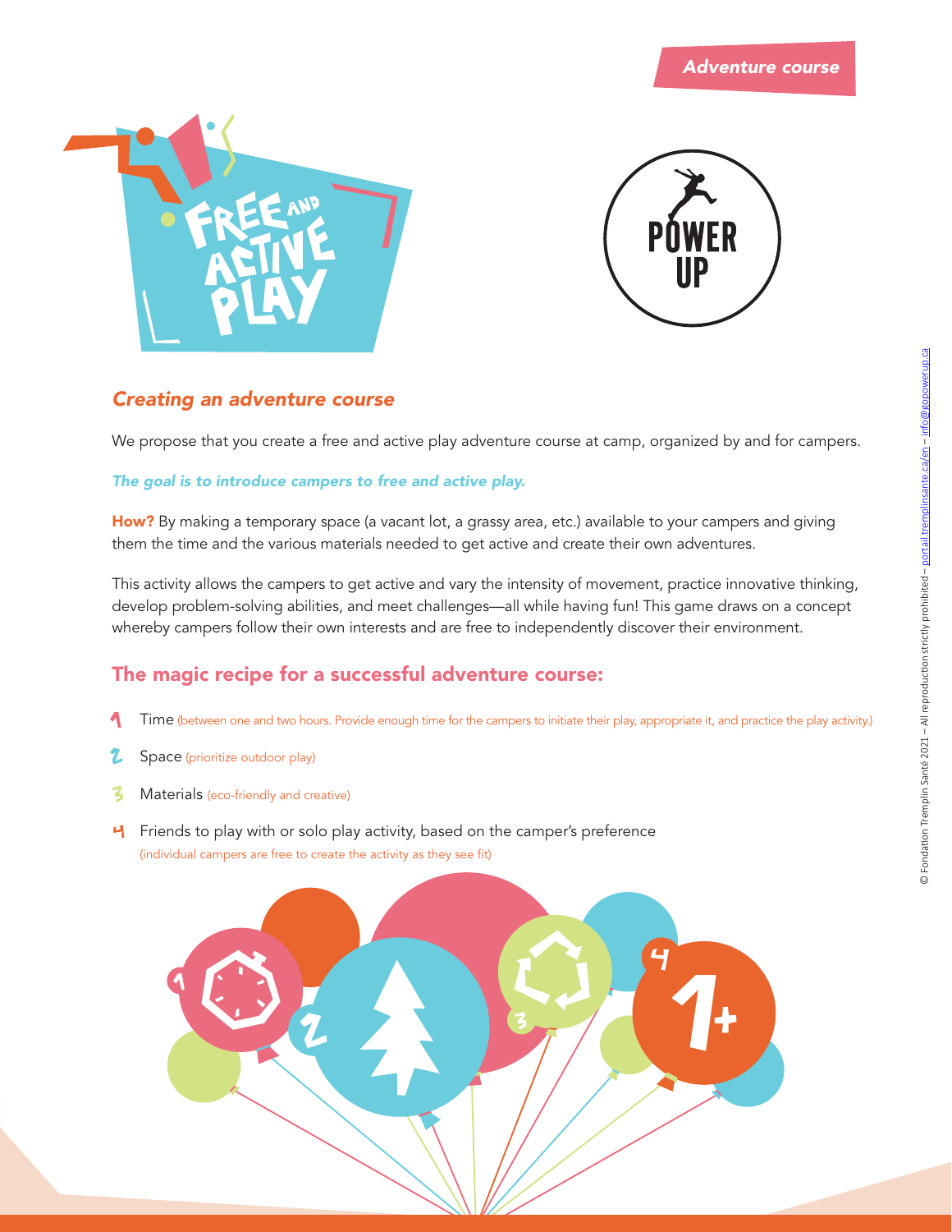*Adventure course*

FREE AND ACTIVE PLAY

POWER UP

## *Creating an adventure course*

We propose that you create a free and active play adventure course at camp, organized by and for campers.

***The goal is to introduce campers to free and active play.***

**How?** By making a temporary space (a vacant lot, a grassy area, etc.) available to your campers and giving them the time and the various materials needed to get active and create their own adventures.

This activity allows the campers to get active and vary the intensity of movement, practice innovative thinking, develop problem-solving abilities, and meet challenges—all while having fun! This game draws on a concept whereby campers follow their own interests and are free to independently discover their environment.

## The magic recipe for a successful adventure course:

1. Time (between one and two hours. Provide enough time for the campers to initiate their play, appropriate it, and practice the play activity.)
2. Space (prioritize outdoor play)
3. Materials (eco-friendly and creative)
4. Friends to play with or solo play activity, based on the camper's preference (individual campers are free to create the activity as they see fit)

© Fondation Tremplin Santé 2021 – All reproduction strictly prohibited – portail.tremplinsante.ca/en – info@gopowerup.ca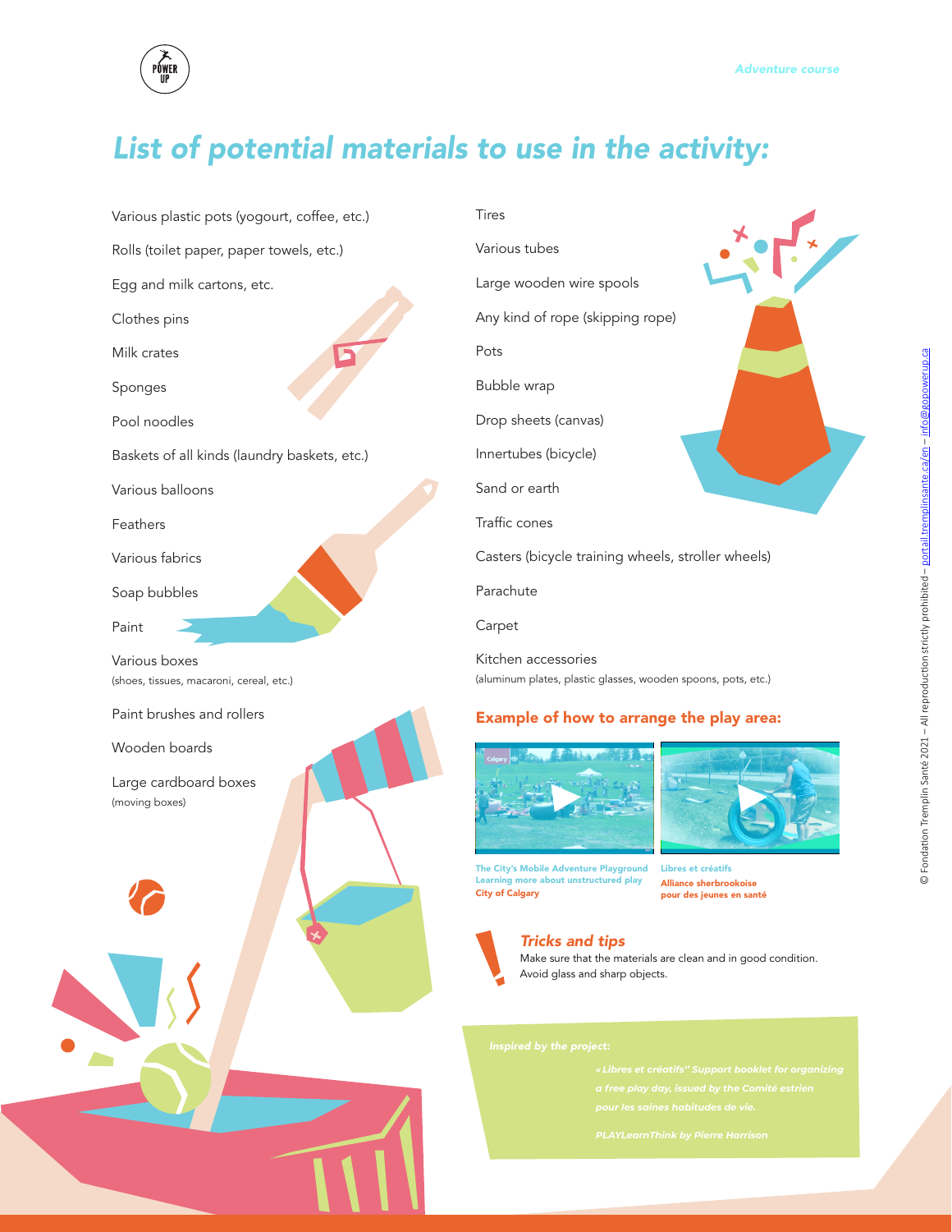## *List of potential materials to use in the activity:*

- Various plastic pots (yogourt, coffee, etc.)
- Rolls (toilet paper, paper towels, etc.)
- Egg and milk cartons, etc.
- Clothes pins
- Milk crates
- Sponges
- Pool noodles
- Baskets of all kinds (laundry baskets, etc.)
- Various balloons
- Feathers
- Various fabrics
- Soap bubbles
- Paint
- Various boxes (shoes, tissues, macaroni, cereal, etc.)
- Paint brushes and rollers
- Wooden boards
- Large cardboard boxes (moving boxes)
- Tires
- Various tubes
- Large wooden wire spools
- Any kind of rope (skipping rope)
- Pots
- Bubble wrap
- Drop sheets (canvas)
- Innertubes (bicycle)
- Sand or earth
- Traffic cones
- Casters (bicycle training wheels, stroller wheels)
- Parachute
- Carpet
- Kitchen accessories (aluminum plates, plastic glasses, wooden spoons, pots, etc.)

### Example of how to arrange the play area:

**The City's Mobile Adventure Playground Learning more about unstructured play**
**City of Calgary**

**Libres et créatifs**
**Alliance sherbrookoise pour des jeunes en santé**

### *Tricks and tips*

Make sure that the materials are clean and in good condition.
Avoid glass and sharp objects.

*Inspired by the project:*

*«Libres et créatifs" Support booklet for organizing a free play day, issued by the Comité estrien pour les saines habitudes de vie.*

*PLAYLearnThink by Pierre Harrison*

© Fondation Tremplin Santé 2021 – All reproduction strictly prohibited – portail.tremplinsante.ca/en – info@gopowerup.ca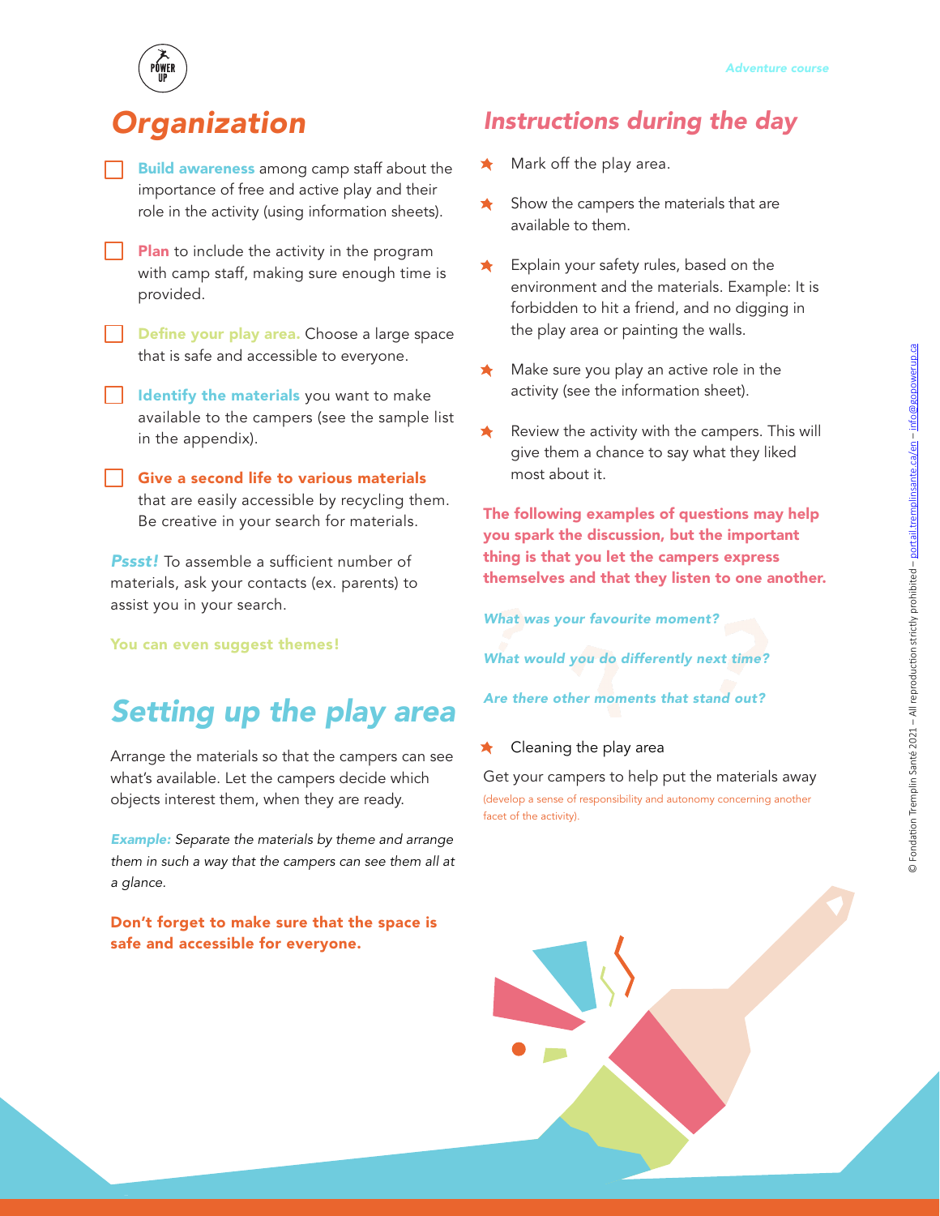# Organization

- [ ] **Build awareness** among camp staff about the importance of free and active play and their role in the activity (using information sheets).
- [ ] **Plan** to include the activity in the program with camp staff, making sure enough time is provided.
- [ ] **Define your play area.** Choose a large space that is safe and accessible to everyone.
- [ ] **Identify the materials** you want to make available to the campers (see the sample list in the appendix).
- [ ] **Give a second life to various materials** that are easily accessible by recycling them. Be creative in your search for materials.

***Pssst!*** To assemble a sufficient number of materials, ask your contacts (ex. parents) to assist you in your search.

**You can even suggest themes!**

# Setting up the play area

Arrange the materials so that the campers can see what's available. Let the campers decide which objects interest them, when they are ready.

***Example:*** *Separate the materials by theme and arrange them in such a way that the campers can see them all at a glance.*

**Don't forget to make sure that the space is safe and accessible for everyone.**

# Instructions during the day

- Mark off the play area.
- Show the campers the materials that are available to them.
- Explain your safety rules, based on the environment and the materials. Example: It is forbidden to hit a friend, and no digging in the play area or painting the walls.
- Make sure you play an active role in the activity (see the information sheet).
- Review the activity with the campers. This will give them a chance to say what they liked most about it.

**The following examples of questions may help you spark the discussion, but the important thing is that you let the campers express themselves and that they listen to one another.**

***What was your favourite moment?***

***What would you do differently next time?***

***Are there other moments that stand out?***

- Cleaning the play area

Get your campers to help put the materials away (develop a sense of responsibility and autonomy concerning another facet of the activity).

© Fondation Tremplin Santé 2021 – All reproduction strictly prohibited – portail.tremplinsante.ca/en – info@gopowerup.ca